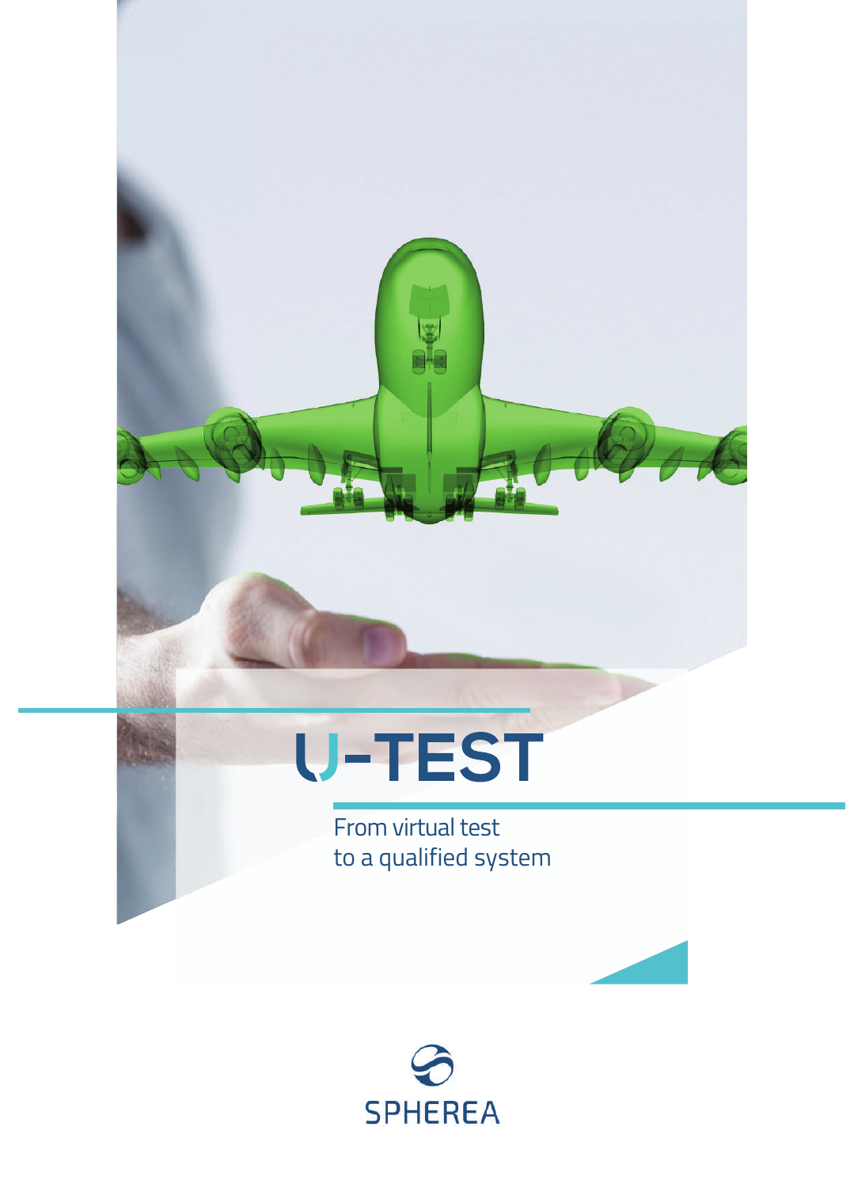# U-TEST

From virtual test
to a qualified system

SPHEREA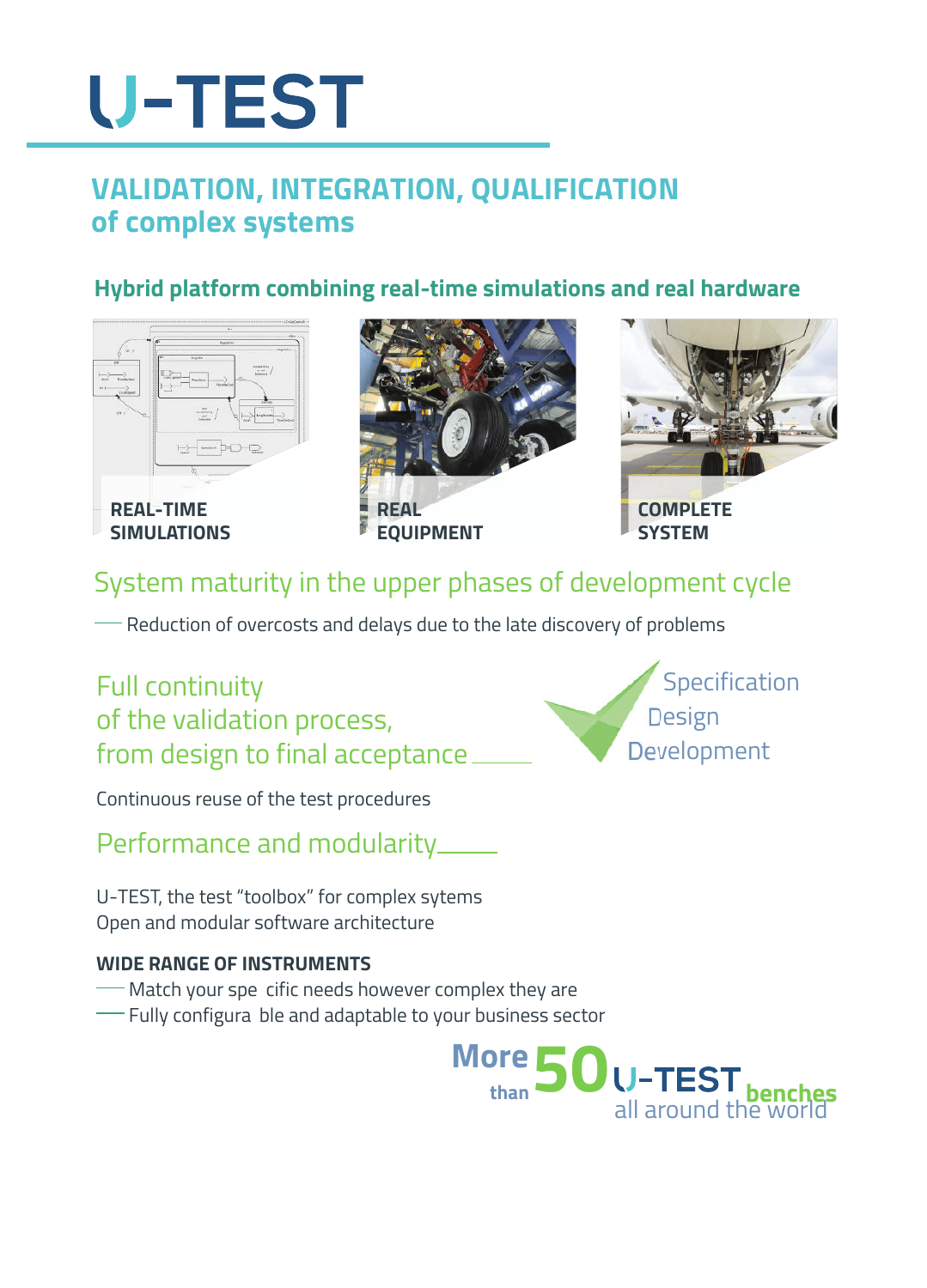# U-TEST

## VALIDATION, INTEGRATION, QUALIFICATION of complex systems

### Hybrid platform combining real-time simulations and real hardware

REAL-TIME SIMULATIONS

REAL EQUIPMENT

COMPLETE SYSTEM

## System maturity in the upper phases of development cycle

— Reduction of overcosts and delays due to the late discovery of problems

## Full continuity of the validation process, from design to final acceptance

Specification
Design
Development

Continuous reuse of the test procedures

## Performance and modularity

U-TEST, the test “toolbox” for complex sytems
Open and modular software architecture

**WIDE RANGE OF INSTRUMENTS**

- Match your spe cific needs however complex they are
- Fully configura ble and adaptable to your business sector

**More than 50 U-TEST benches all around the world**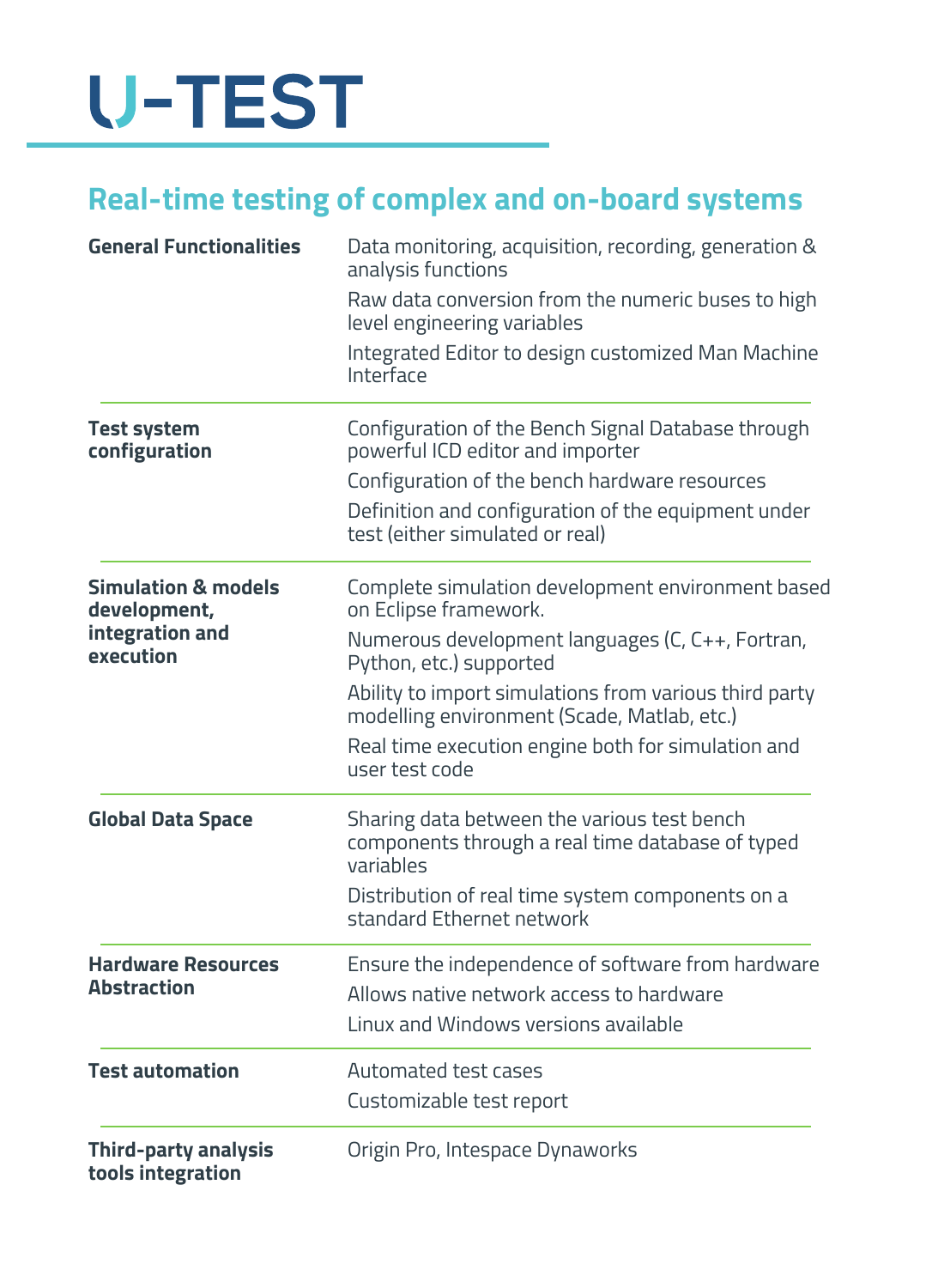# U-TEST

## Real-time testing of complex and on-board systems

| | |
|---|---|
| **General Functionalities** | Data monitoring, acquisition, recording, generation & analysis functions<br>Raw data conversion from the numeric buses to high level engineering variables<br>Integrated Editor to design customized Man Machine Interface |
| **Test system configuration** | Configuration of the Bench Signal Database through powerful ICD editor and importer<br>Configuration of the bench hardware resources<br>Definition and configuration of the equipment under test (either simulated or real) |
| **Simulation & models development, integration and execution** | Complete simulation development environment based on Eclipse framework.<br>Numerous development languages (C, C++, Fortran, Python, etc.) supported<br>Ability to import simulations from various third party modelling environment (Scade, Matlab, etc.)<br>Real time execution engine both for simulation and user test code |
| **Global Data Space** | Sharing data between the various test bench components through a real time database of typed variables<br>Distribution of real time system components on a standard Ethernet network |
| **Hardware Resources Abstraction** | Ensure the independence of software from hardware<br>Allows native network access to hardware<br>Linux and Windows versions available |
| **Test automation** | Automated test cases<br>Customizable test report |
| **Third-party analysis tools integration** | Origin Pro, Intespace Dynaworks |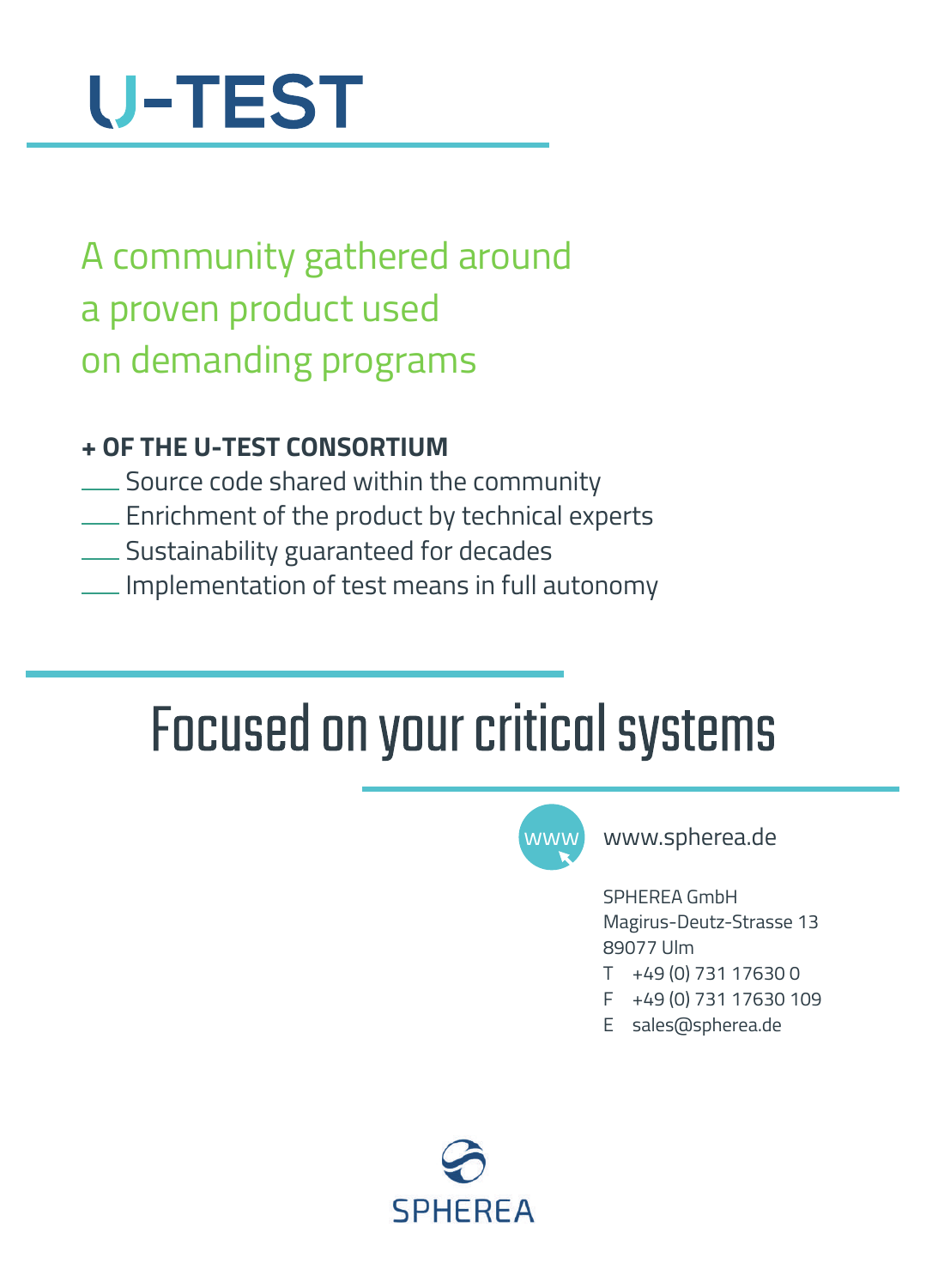# U-TEST

A community gathered around
a proven product used
on demanding programs

**+ OF THE U-TEST CONSORTIUM**

- Source code shared within the community
- Enrichment of the product by technical experts
- Sustainability guaranteed for decades
- Implementation of test means in full autonomy

## Focused on your critical systems

www.spherea.de

SPHEREA GmbH
Magirus-Deutz-Strasse 13
89077 Ulm
T +49 (0) 731 17630 0
F +49 (0) 731 17630 109
E sales@spherea.de

SPHEREA